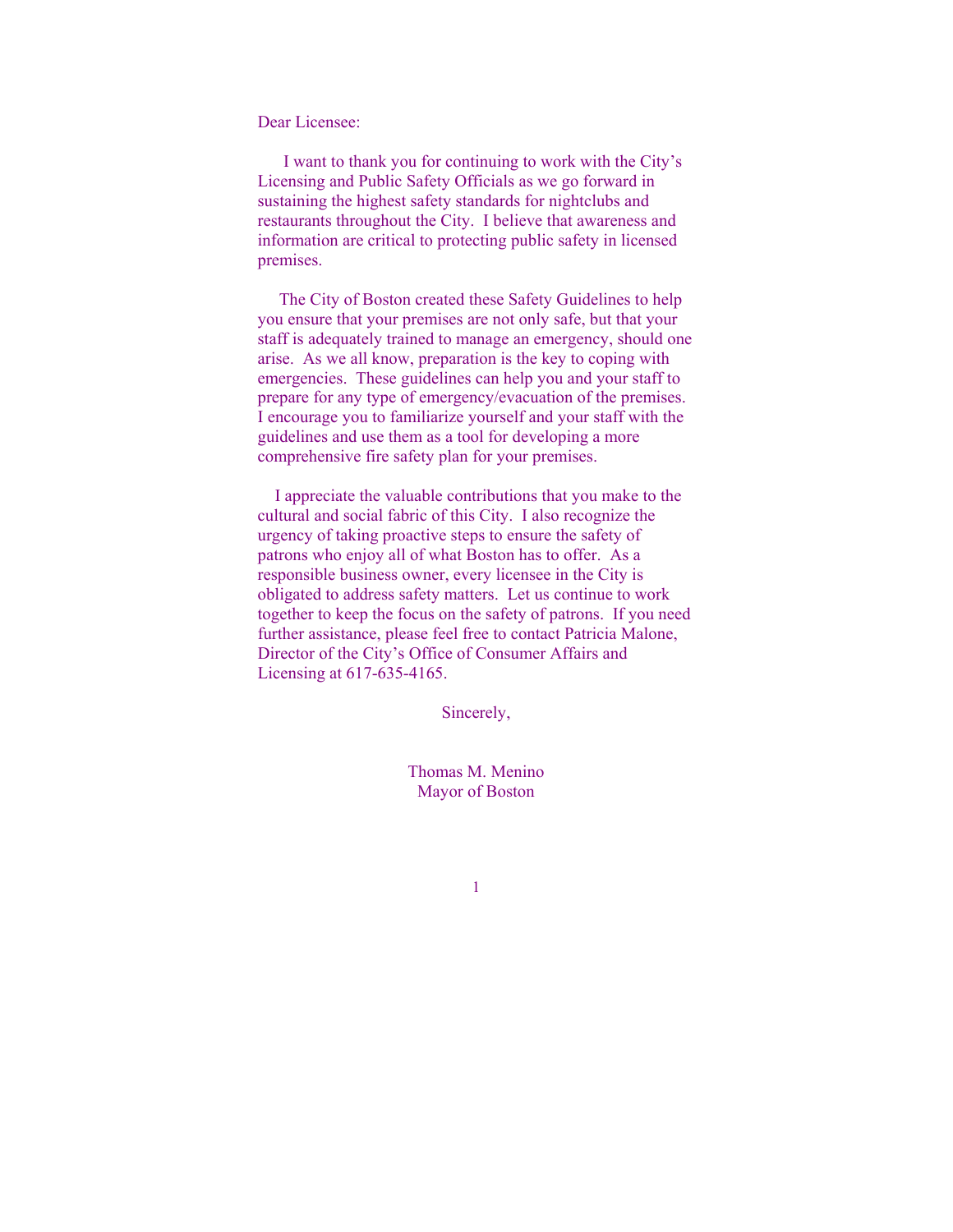Dear Licensee:

I want to thank you for continuing to work with the City's Licensing and Public Safety Officials as we go forward in sustaining the highest safety standards for nightclubs and restaurants throughout the City. I believe that awareness and information are critical to protecting public safety in licensed premises.

The City of Boston created these Safety Guidelines to help you ensure that your premises are not only safe, but that your staff is adequately trained to manage an emergency, should one arise. As we all know, preparation is the key to coping with emergencies. These guidelines can help you and your staff to prepare for any type of emergency/evacuation of the premises. I encourage you to familiarize yourself and your staff with the guidelines and use them as a tool for developing a more comprehensive fire safety plan for your premises.

I appreciate the valuable contributions that you make to the cultural and social fabric of this City. I also recognize the urgency of taking proactive steps to ensure the safety of patrons who enjoy all of what Boston has to offer. As a responsible business owner, every licensee in the City is obligated to address safety matters. Let us continue to work together to keep the focus on the safety of patrons. If you need further assistance, please feel free to contact Patricia Malone, Director of the City's Office of Consumer Affairs and Licensing at 617-635-4165.

Sincerely,

Thomas M. Menino
Mayor of Boston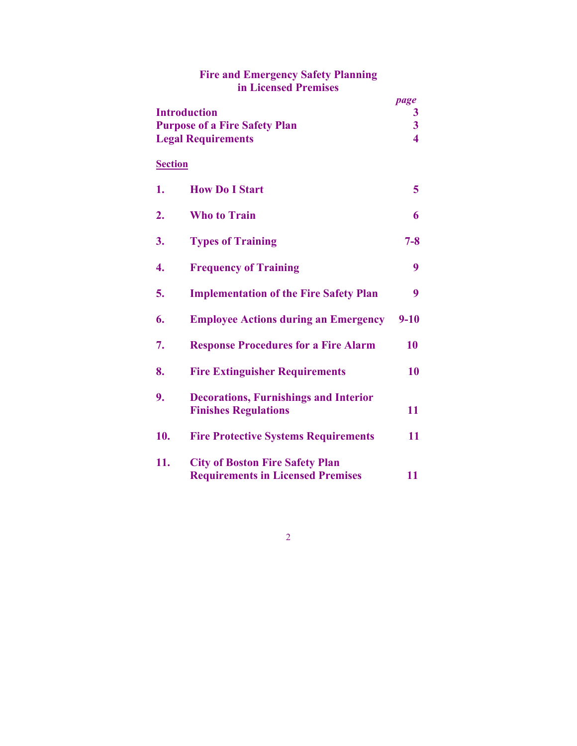# Fire and Emergency Safety Planning in Licensed Premises

| | | *page* |
|---|---|---|
| **Introduction** | | **3** |
| **Purpose of a Fire Safety Plan** | | **3** |
| **Legal Requirements** | | **4** |

**Section**

| | | |
|---|---|---|
| **1.** | **How Do I Start** | **5** |
| **2.** | **Who to Train** | **6** |
| **3.** | **Types of Training** | **7-8** |
| **4.** | **Frequency of Training** | **9** |
| **5.** | **Implementation of the Fire Safety Plan** | **9** |
| **6.** | **Employee Actions during an Emergency** | **9-10** |
| **7.** | **Response Procedures for a Fire Alarm** | **10** |
| **8.** | **Fire Extinguisher Requirements** | **10** |
| **9.** | **Decorations, Furnishings and Interior Finishes Regulations** | **11** |
| **10.** | **Fire Protective Systems Requirements** | **11** |
| **11.** | **City of Boston Fire Safety Plan Requirements in Licensed Premises** | **11** |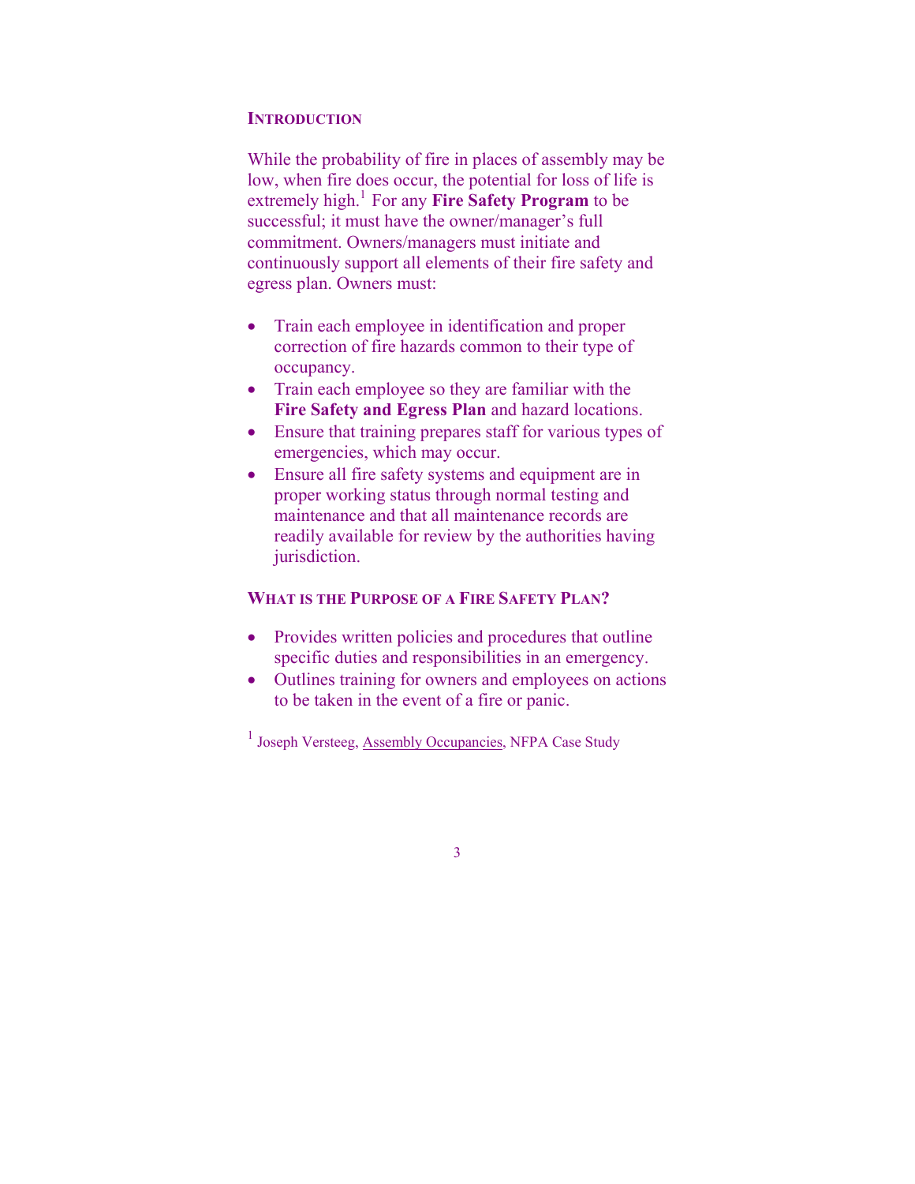## INTRODUCTION

While the probability of fire in places of assembly may be low, when fire does occur, the potential for loss of life is extremely high.[1] For any **Fire Safety Program** to be successful; it must have the owner/manager's full commitment. Owners/managers must initiate and continuously support all elements of their fire safety and egress plan. Owners must:

- Train each employee in identification and proper correction of fire hazards common to their type of occupancy.
- Train each employee so they are familiar with the **Fire Safety and Egress Plan** and hazard locations.
- Ensure that training prepares staff for various types of emergencies, which may occur.
- Ensure all fire safety systems and equipment are in proper working status through normal testing and maintenance and that all maintenance records are readily available for review by the authorities having jurisdiction.

## WHAT IS THE PURPOSE OF A FIRE SAFETY PLAN?

- Provides written policies and procedures that outline specific duties and responsibilities in an emergency.
- Outlines training for owners and employees on actions to be taken in the event of a fire or panic.

[1] Joseph Versteeg, Assembly Occupancies, NFPA Case Study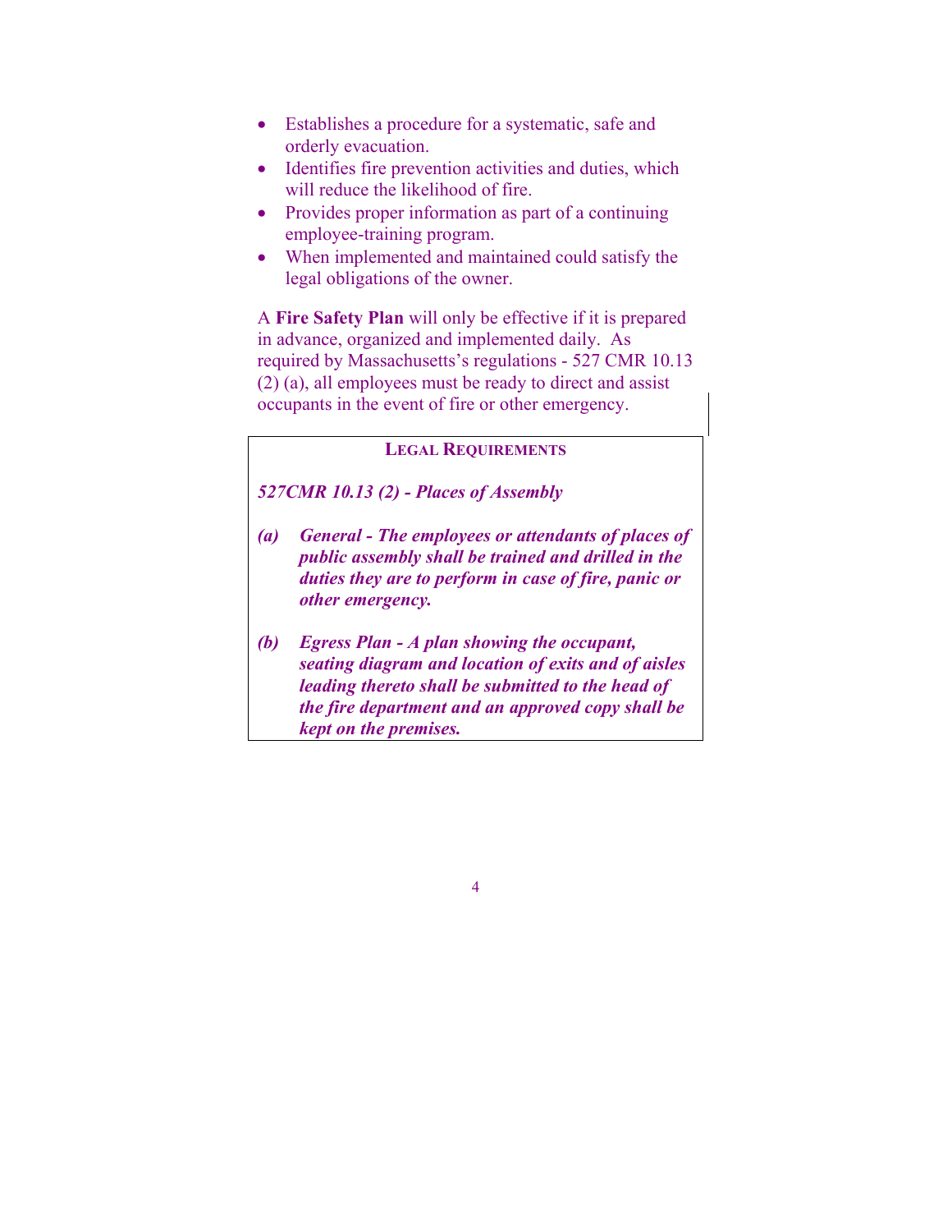- Establishes a procedure for a systematic, safe and orderly evacuation.
- Identifies fire prevention activities and duties, which will reduce the likelihood of fire.
- Provides proper information as part of a continuing employee-training program.
- When implemented and maintained could satisfy the legal obligations of the owner.

A **Fire Safety Plan** will only be effective if it is prepared in advance, organized and implemented daily. As required by Massachusetts's regulations - 527 CMR 10.13 (2) (a), all employees must be ready to direct and assist occupants in the event of fire or other emergency.

### LEGAL REQUIREMENTS

***527CMR 10.13 (2) - Places of Assembly***

***(a) General - The employees or attendants of places of public assembly shall be trained and drilled in the duties they are to perform in case of fire, panic or other emergency.***

***(b) Egress Plan - A plan showing the occupant, seating diagram and location of exits and of aisles leading thereto shall be submitted to the head of the fire department and an approved copy shall be kept on the premises.***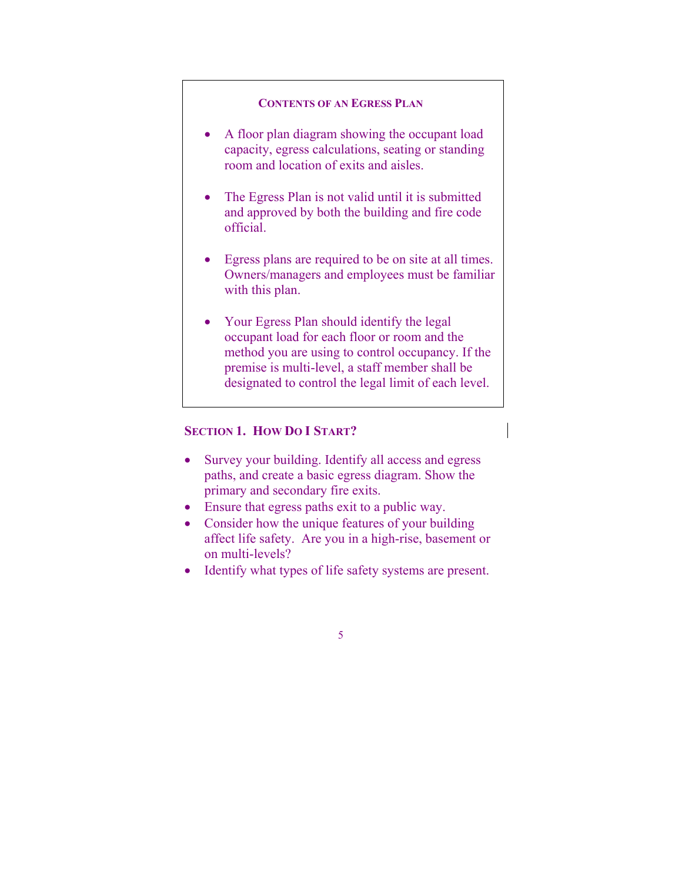### Contents of an Egress Plan

- A floor plan diagram showing the occupant load capacity, egress calculations, seating or standing room and location of exits and aisles.

- The Egress Plan is not valid until it is submitted and approved by both the building and fire code official.

- Egress plans are required to be on site at all times. Owners/managers and employees must be familiar with this plan.

- Your Egress Plan should identify the legal occupant load for each floor or room and the method you are using to control occupancy. If the premise is multi-level, a staff member shall be designated to control the legal limit of each level.

## Section 1. How Do I Start?

- Survey your building. Identify all access and egress paths, and create a basic egress diagram. Show the primary and secondary fire exits.
- Ensure that egress paths exit to a public way.
- Consider how the unique features of your building affect life safety. Are you in a high-rise, basement or on multi-levels?
- Identify what types of life safety systems are present.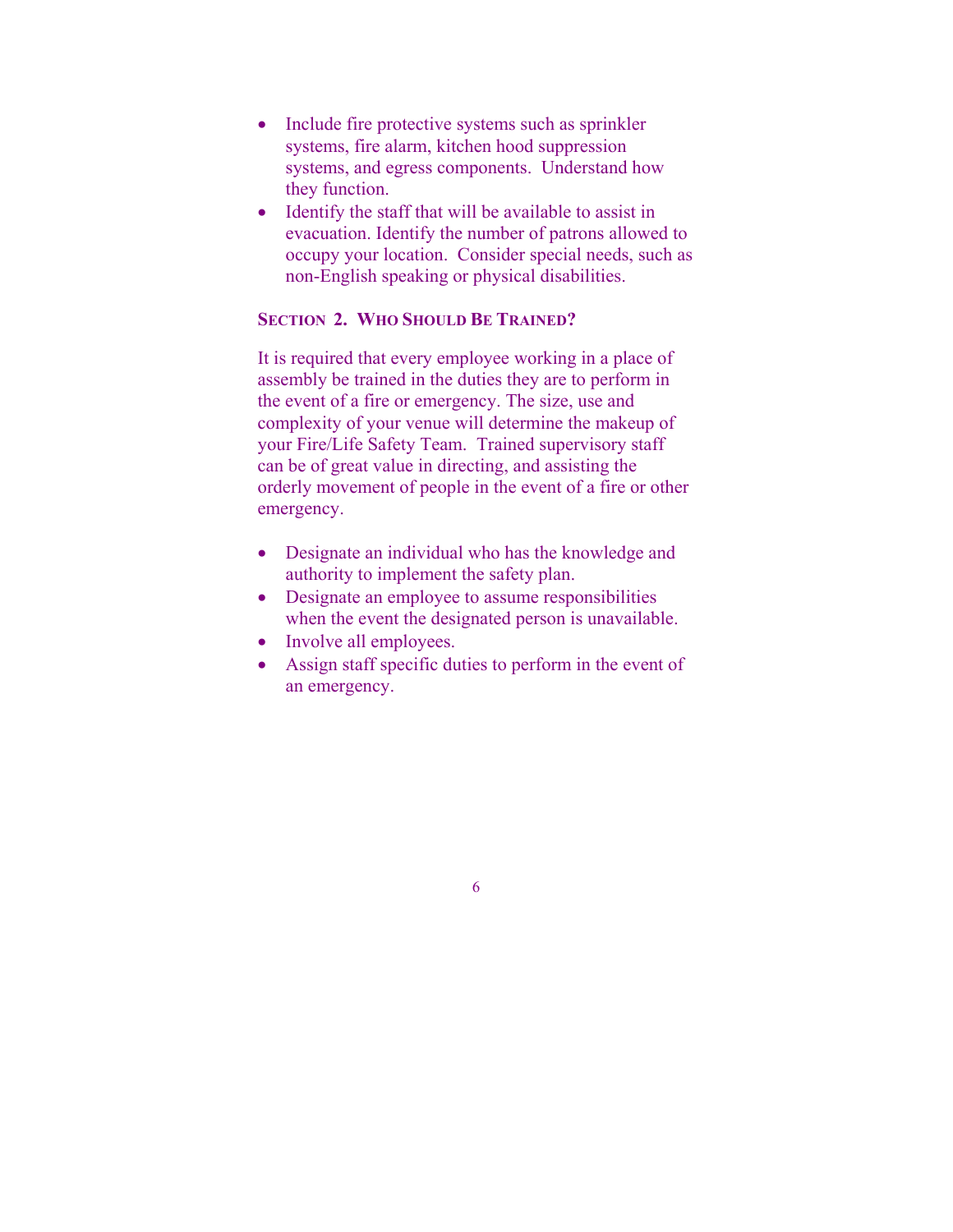- Include fire protective systems such as sprinkler systems, fire alarm, kitchen hood suppression systems, and egress components. Understand how they function.
- Identify the staff that will be available to assist in evacuation. Identify the number of patrons allowed to occupy your location. Consider special needs, such as non-English speaking or physical disabilities.

## SECTION 2. WHO SHOULD BE TRAINED?

It is required that every employee working in a place of assembly be trained in the duties they are to perform in the event of a fire or emergency. The size, use and complexity of your venue will determine the makeup of your Fire/Life Safety Team. Trained supervisory staff can be of great value in directing, and assisting the orderly movement of people in the event of a fire or other emergency.

- Designate an individual who has the knowledge and authority to implement the safety plan.
- Designate an employee to assume responsibilities when the event the designated person is unavailable.
- Involve all employees.
- Assign staff specific duties to perform in the event of an emergency.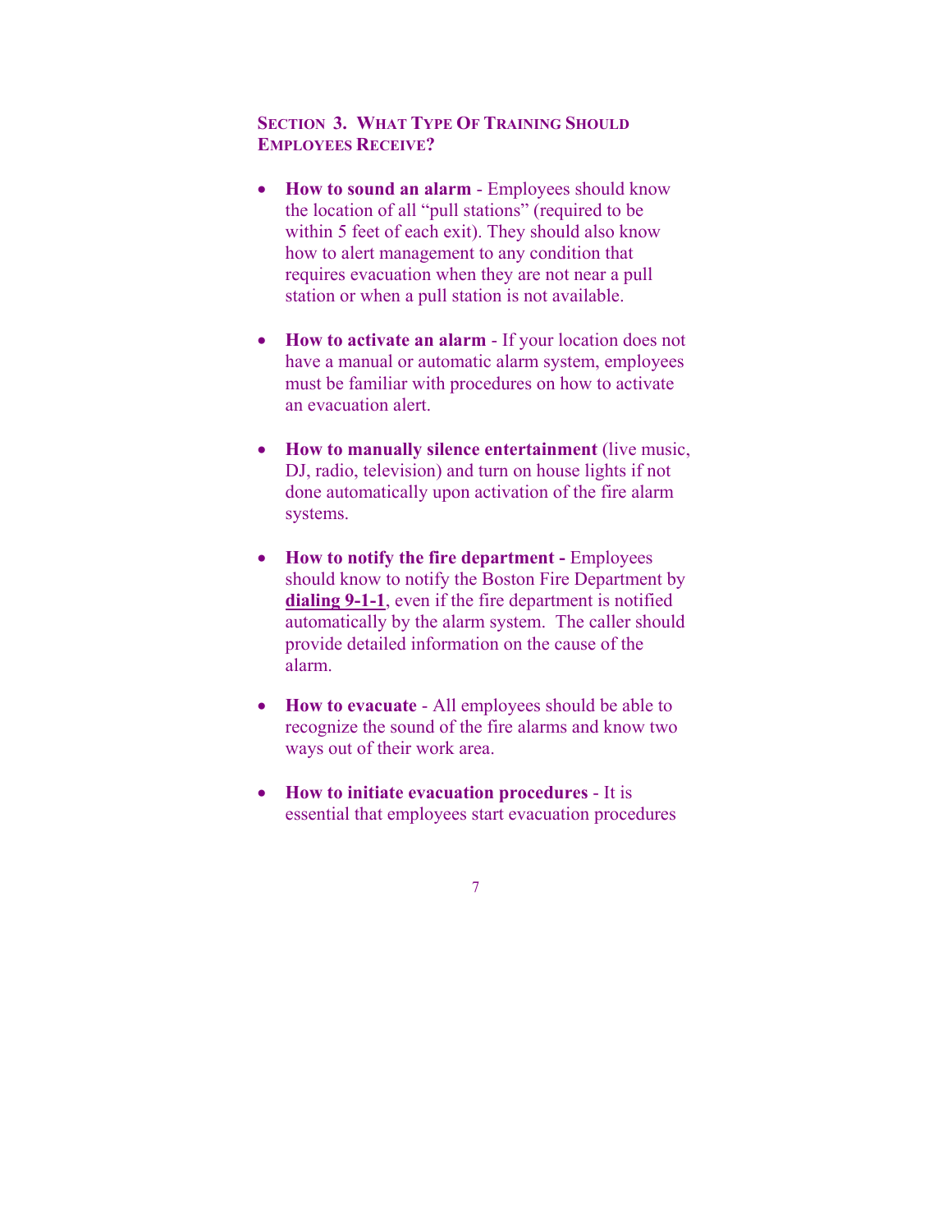## SECTION 3. WHAT TYPE OF TRAINING SHOULD EMPLOYEES RECEIVE?

- **How to sound an alarm** - Employees should know the location of all "pull stations" (required to be within 5 feet of each exit). They should also know how to alert management to any condition that requires evacuation when they are not near a pull station or when a pull station is not available.

- **How to activate an alarm** - If your location does not have a manual or automatic alarm system, employees must be familiar with procedures on how to activate an evacuation alert.

- **How to manually silence entertainment** (live music, DJ, radio, television) and turn on house lights if not done automatically upon activation of the fire alarm systems.

- **How to notify the fire department -** Employees should know to notify the Boston Fire Department by **dialing 9-1-1**, even if the fire department is notified automatically by the alarm system. The caller should provide detailed information on the cause of the alarm.

- **How to evacuate** - All employees should be able to recognize the sound of the fire alarms and know two ways out of their work area.

- **How to initiate evacuation procedures** - It is essential that employees start evacuation procedures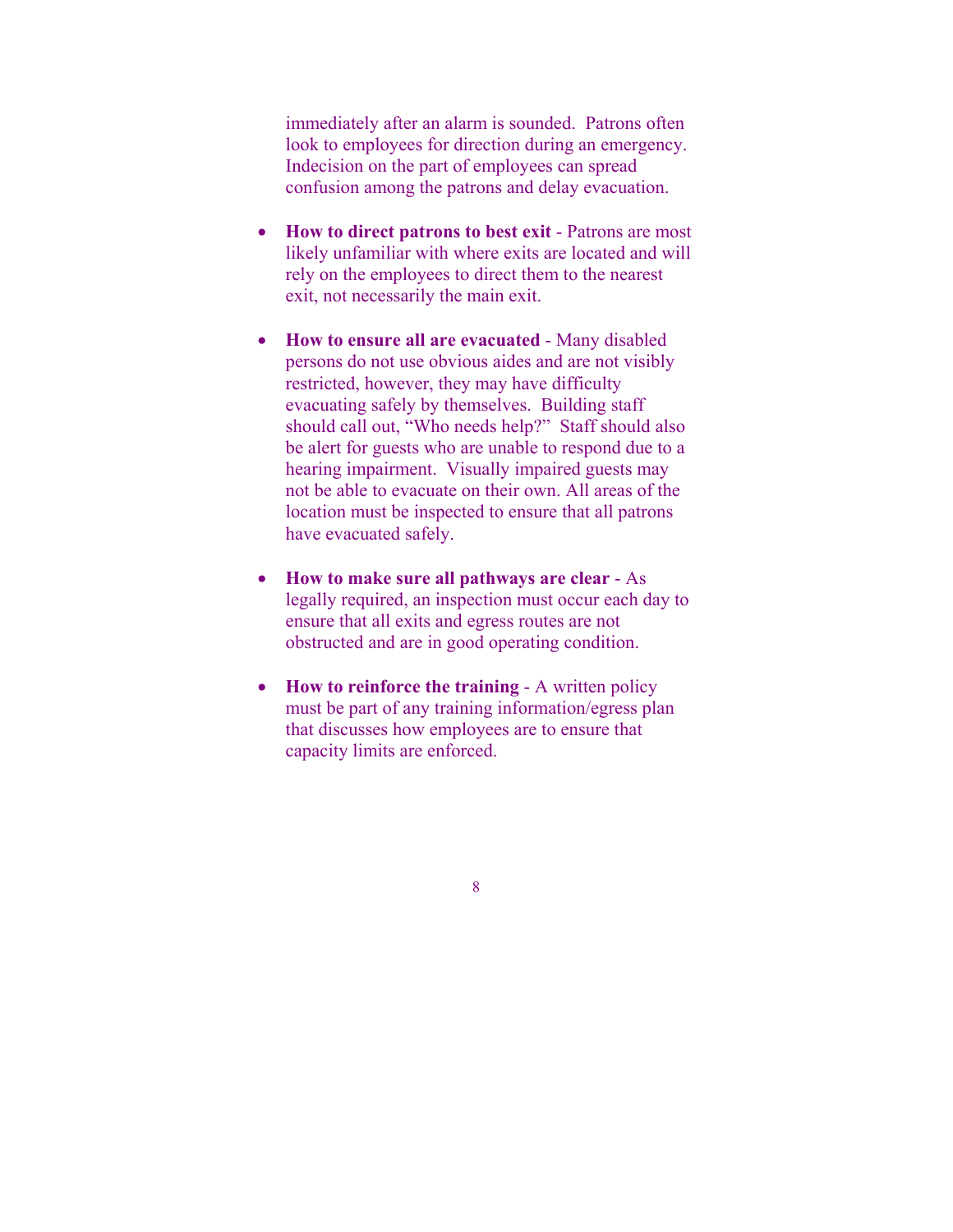immediately after an alarm is sounded. Patrons often look to employees for direction during an emergency. Indecision on the part of employees can spread confusion among the patrons and delay evacuation.

- **How to direct patrons to best exit** - Patrons are most likely unfamiliar with where exits are located and will rely on the employees to direct them to the nearest exit, not necessarily the main exit.

- **How to ensure all are evacuated** - Many disabled persons do not use obvious aides and are not visibly restricted, however, they may have difficulty evacuating safely by themselves. Building staff should call out, "Who needs help?" Staff should also be alert for guests who are unable to respond due to a hearing impairment. Visually impaired guests may not be able to evacuate on their own. All areas of the location must be inspected to ensure that all patrons have evacuated safely.

- **How to make sure all pathways are clear** - As legally required, an inspection must occur each day to ensure that all exits and egress routes are not obstructed and are in good operating condition.

- **How to reinforce the training** - A written policy must be part of any training information/egress plan that discusses how employees are to ensure that capacity limits are enforced.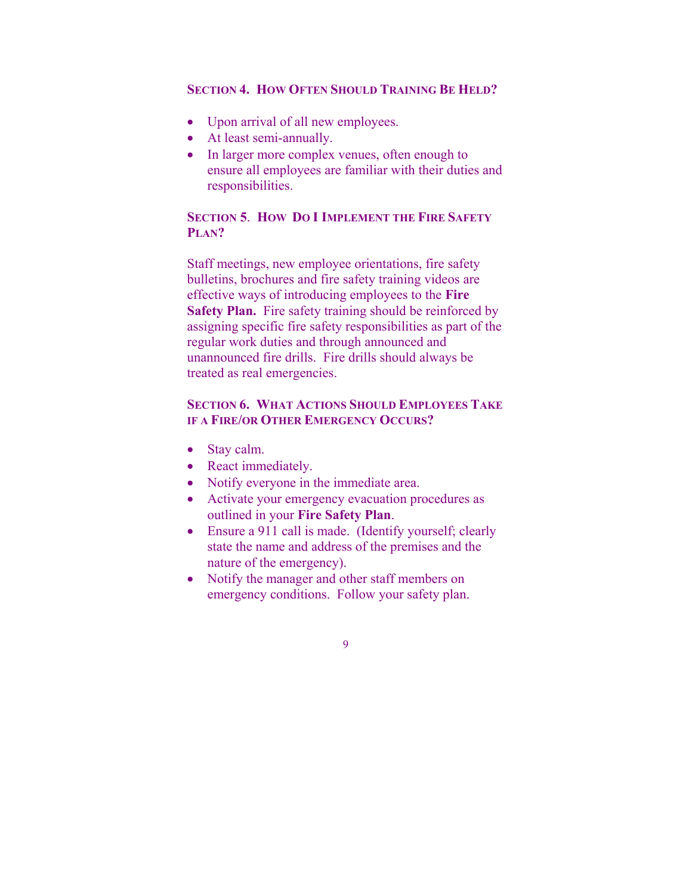## SECTION 4. HOW OFTEN SHOULD TRAINING BE HELD?

- Upon arrival of all new employees.
- At least semi-annually.
- In larger more complex venues, often enough to ensure all employees are familiar with their duties and responsibilities.

## SECTION 5. HOW DO I IMPLEMENT THE FIRE SAFETY PLAN?

Staff meetings, new employee orientations, fire safety bulletins, brochures and fire safety training videos are effective ways of introducing employees to the **Fire Safety Plan.** Fire safety training should be reinforced by assigning specific fire safety responsibilities as part of the regular work duties and through announced and unannounced fire drills. Fire drills should always be treated as real emergencies.

## SECTION 6. WHAT ACTIONS SHOULD EMPLOYEES TAKE IF A FIRE/OR OTHER EMERGENCY OCCURS?

- Stay calm.
- React immediately.
- Notify everyone in the immediate area.
- Activate your emergency evacuation procedures as outlined in your **Fire Safety Plan**.
- Ensure a 911 call is made. (Identify yourself; clearly state the name and address of the premises and the nature of the emergency).
- Notify the manager and other staff members on emergency conditions. Follow your safety plan.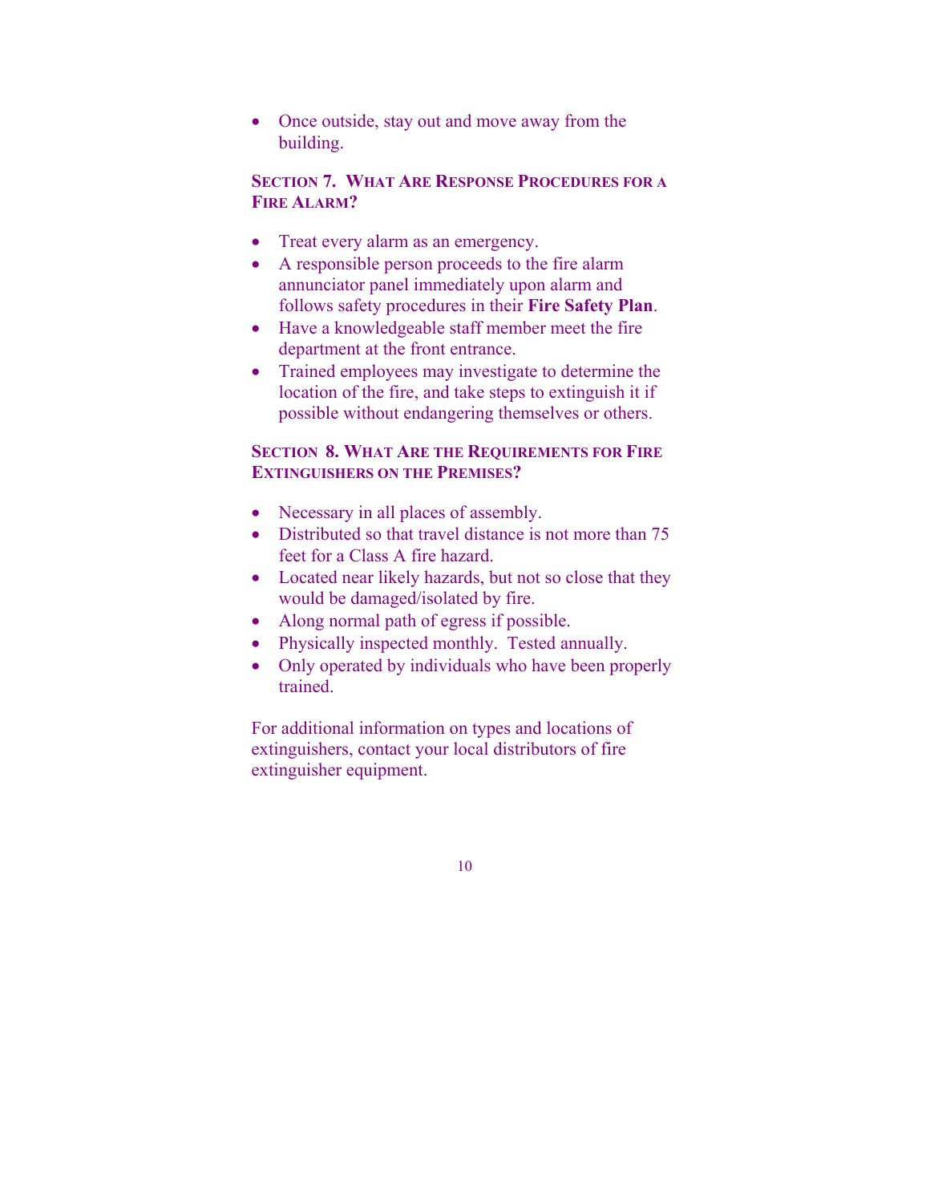- Once outside, stay out and move away from the building.

## Section 7. What Are Response Procedures for a Fire Alarm?

- Treat every alarm as an emergency.
- A responsible person proceeds to the fire alarm annunciator panel immediately upon alarm and follows safety procedures in their **Fire Safety Plan**.
- Have a knowledgeable staff member meet the fire department at the front entrance.
- Trained employees may investigate to determine the location of the fire, and take steps to extinguish it if possible without endangering themselves or others.

## Section 8. What Are the Requirements for Fire Extinguishers on the Premises?

- Necessary in all places of assembly.
- Distributed so that travel distance is not more than 75 feet for a Class A fire hazard.
- Located near likely hazards, but not so close that they would be damaged/isolated by fire.
- Along normal path of egress if possible.
- Physically inspected monthly. Tested annually.
- Only operated by individuals who have been properly trained.

For additional information on types and locations of extinguishers, contact your local distributors of fire extinguisher equipment.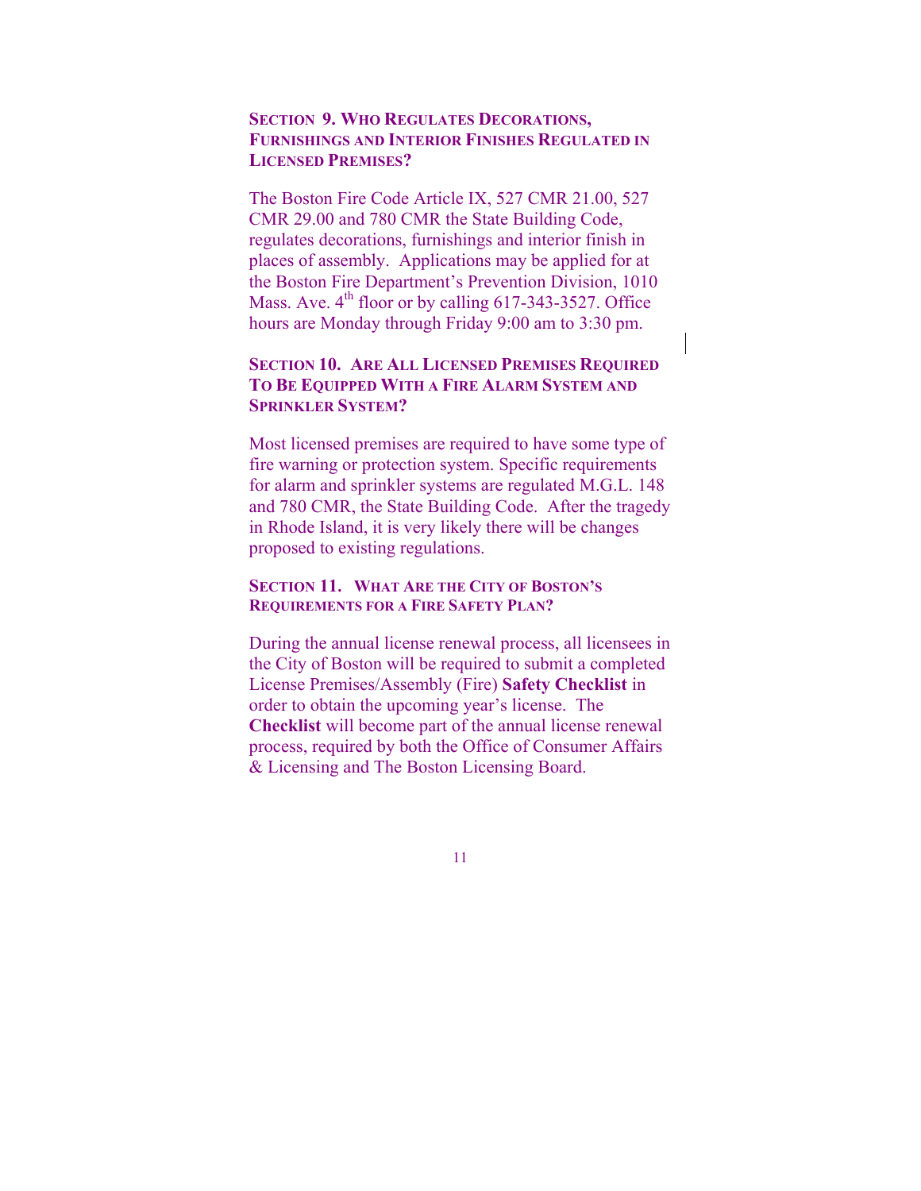## SECTION 9. WHO REGULATES DECORATIONS, FURNISHINGS AND INTERIOR FINISHES REGULATED IN LICENSED PREMISES?

The Boston Fire Code Article IX, 527 CMR 21.00, 527 CMR 29.00 and 780 CMR the State Building Code, regulates decorations, furnishings and interior finish in places of assembly. Applications may be applied for at the Boston Fire Department's Prevention Division, 1010 Mass. Ave. 4th floor or by calling 617-343-3527. Office hours are Monday through Friday 9:00 am to 3:30 pm.

## SECTION 10. ARE ALL LICENSED PREMISES REQUIRED TO BE EQUIPPED WITH A FIRE ALARM SYSTEM AND SPRINKLER SYSTEM?

Most licensed premises are required to have some type of fire warning or protection system. Specific requirements for alarm and sprinkler systems are regulated M.G.L. 148 and 780 CMR, the State Building Code. After the tragedy in Rhode Island, it is very likely there will be changes proposed to existing regulations.

## SECTION 11. WHAT ARE THE CITY OF BOSTON'S REQUIREMENTS FOR A FIRE SAFETY PLAN?

During the annual license renewal process, all licensees in the City of Boston will be required to submit a completed License Premises/Assembly (Fire) **Safety Checklist** in order to obtain the upcoming year's license. The **Checklist** will become part of the annual license renewal process, required by both the Office of Consumer Affairs & Licensing and The Boston Licensing Board.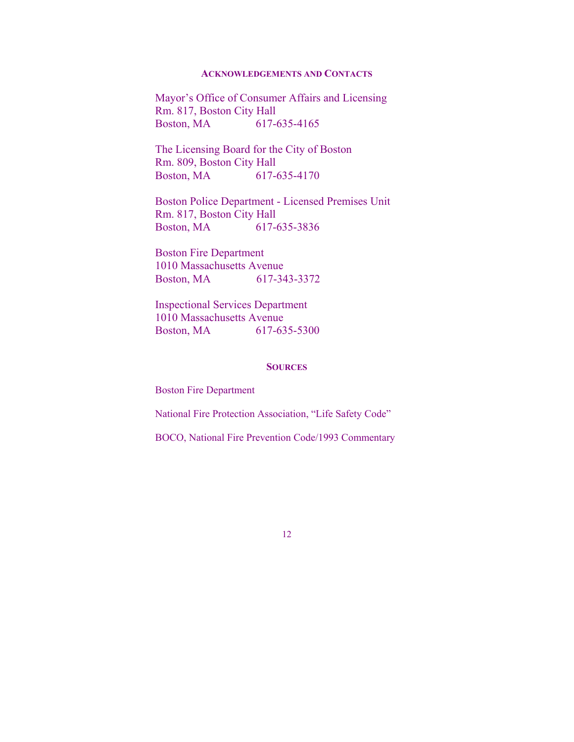## Acknowledgements and Contacts

Mayor's Office of Consumer Affairs and Licensing
Rm. 817, Boston City Hall
Boston, MA 617-635-4165

The Licensing Board for the City of Boston
Rm. 809, Boston City Hall
Boston, MA 617-635-4170

Boston Police Department - Licensed Premises Unit
Rm. 817, Boston City Hall
Boston, MA 617-635-3836

Boston Fire Department
1010 Massachusetts Avenue
Boston, MA 617-343-3372

Inspectional Services Department
1010 Massachusetts Avenue
Boston, MA 617-635-5300

## Sources

Boston Fire Department

National Fire Protection Association, "Life Safety Code"

BOCO, National Fire Prevention Code/1993 Commentary